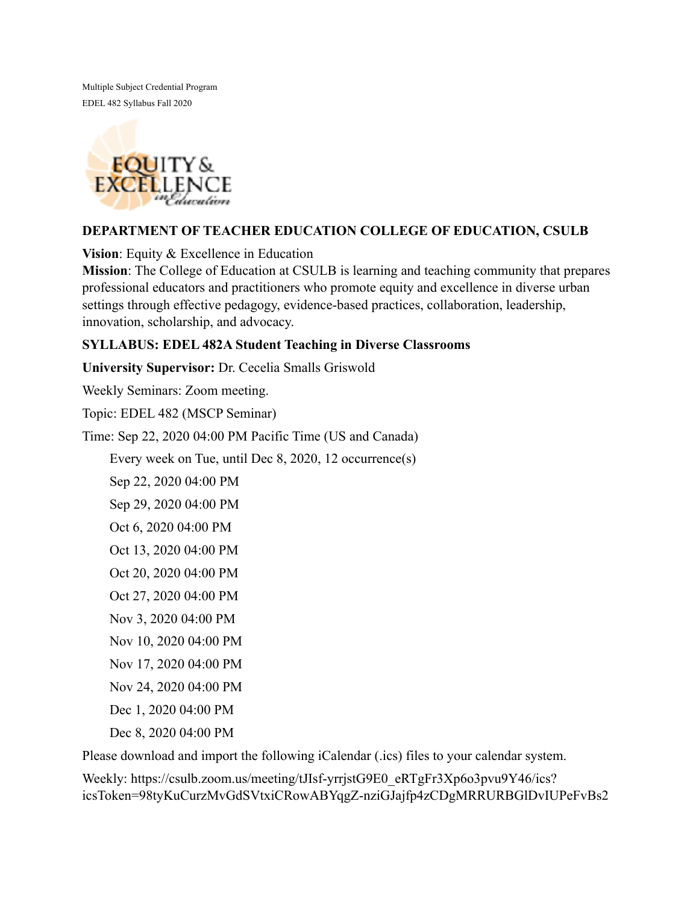Multiple Subject Credential Program

EDEL 482 Syllabus Fall 2020

**DEPARTMENT OF TEACHER EDUCATION COLLEGE OF EDUCATION, CSULB**

**Vision**: Equity & Excellence in Education

**Mission**: The College of Education at CSULB is learning and teaching community that prepares professional educators and practitioners who promote equity and excellence in diverse urban settings through effective pedagogy, evidence-based practices, collaboration, leadership, innovation, scholarship, and advocacy.

**SYLLABUS: EDEL 482A Student Teaching in Diverse Classrooms**

**University Supervisor:** Dr. Cecelia Smalls Griswold

Weekly Seminars: Zoom meeting.

Topic: EDEL 482 (MSCP Seminar)

Time: Sep 22, 2020 04:00 PM Pacific Time (US and Canada)

Every week on Tue, until Dec 8, 2020, 12 occurrence(s)

Sep 22, 2020 04:00 PM

Sep 29, 2020 04:00 PM

Oct 6, 2020 04:00 PM

Oct 13, 2020 04:00 PM

Oct 20, 2020 04:00 PM

Oct 27, 2020 04:00 PM

Nov 3, 2020 04:00 PM

Nov 10, 2020 04:00 PM

Nov 17, 2020 04:00 PM

Nov 24, 2020 04:00 PM

Dec 1, 2020 04:00 PM

Dec 8, 2020 04:00 PM

Please download and import the following iCalendar (.ics) files to your calendar system.

Weekly: https://csulb.zoom.us/meeting/tJIsf-yrrjstG9E0_eRTgFr3Xp6o3pvu9Y46/ics?icsToken=98tyKuCurzMvGdSVtxiCRowABYqgZ-nziGJajfp4zCDgMRRURBGlDvIUPeFvBs2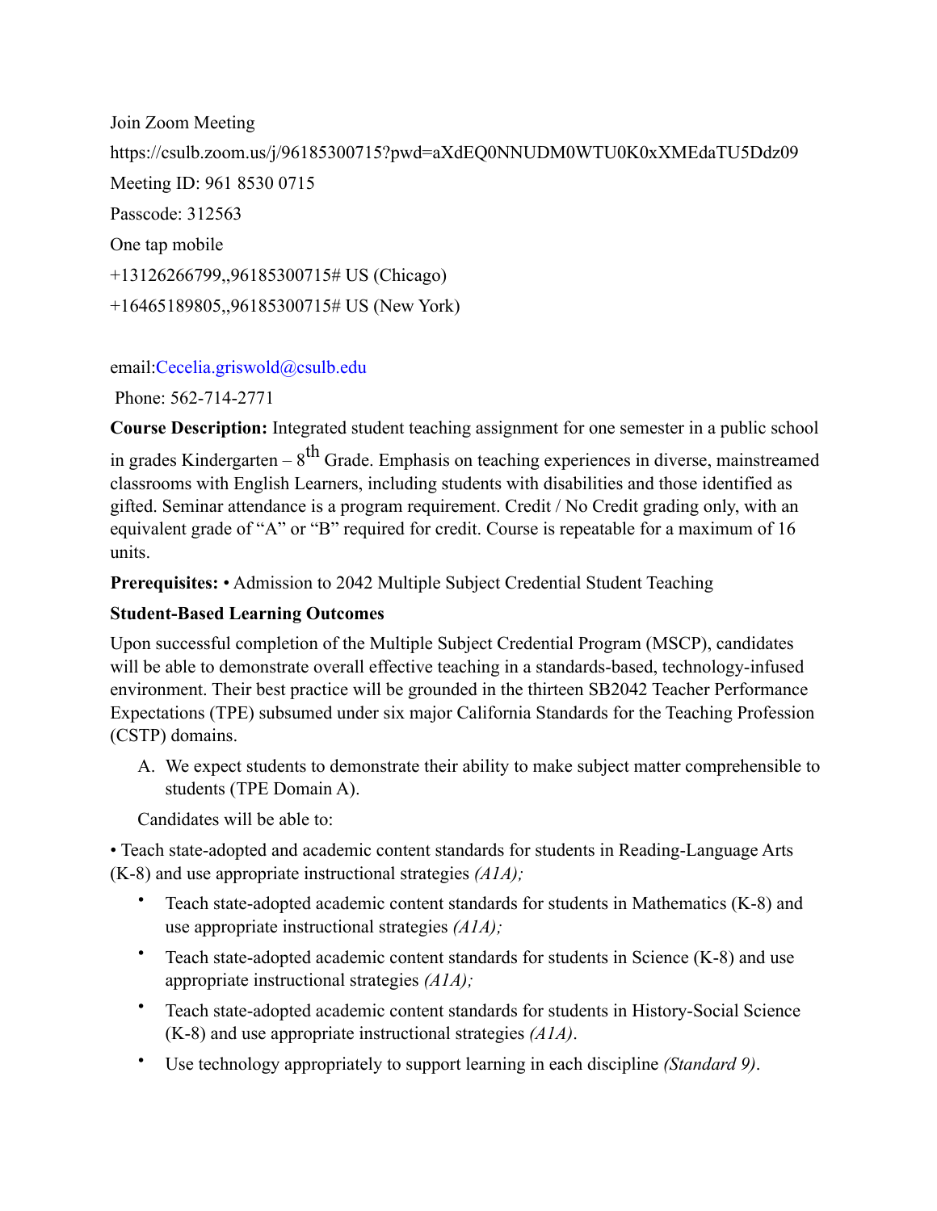Join Zoom Meeting

https://csulb.zoom.us/j/96185300715?pwd=aXdEQ0NNUDM0WTU0K0xXMEdaTU5Ddz09

Meeting ID: 961 8530 0715

Passcode: 312563

One tap mobile

+13126266799,,96185300715# US (Chicago)

+16465189805,,96185300715# US (New York)

email:Cecelia.griswold@csulb.edu

Phone: 562-714-2771

**Course Description:** Integrated student teaching assignment for one semester in a public school in grades Kindergarten – 8th Grade. Emphasis on teaching experiences in diverse, mainstreamed classrooms with English Learners, including students with disabilities and those identified as gifted. Seminar attendance is a program requirement. Credit / No Credit grading only, with an equivalent grade of "A" or "B" required for credit. Course is repeatable for a maximum of 16 units.

**Prerequisites:** • Admission to 2042 Multiple Subject Credential Student Teaching

**Student-Based Learning Outcomes**

Upon successful completion of the Multiple Subject Credential Program (MSCP), candidates will be able to demonstrate overall effective teaching in a standards-based, technology-infused environment. Their best practice will be grounded in the thirteen SB2042 Teacher Performance Expectations (TPE) subsumed under six major California Standards for the Teaching Profession (CSTP) domains.

A. We expect students to demonstrate their ability to make subject matter comprehensible to students (TPE Domain A).

Candidates will be able to:

- Teach state-adopted and academic content standards for students in Reading-Language Arts (K-8) and use appropriate instructional strategies *(A1A);*
- Teach state-adopted academic content standards for students in Mathematics (K-8) and use appropriate instructional strategies *(A1A);*
- Teach state-adopted academic content standards for students in Science (K-8) and use appropriate instructional strategies *(A1A);*
- Teach state-adopted academic content standards for students in History-Social Science (K-8) and use appropriate instructional strategies *(A1A)*.
- Use technology appropriately to support learning in each discipline *(Standard 9)*.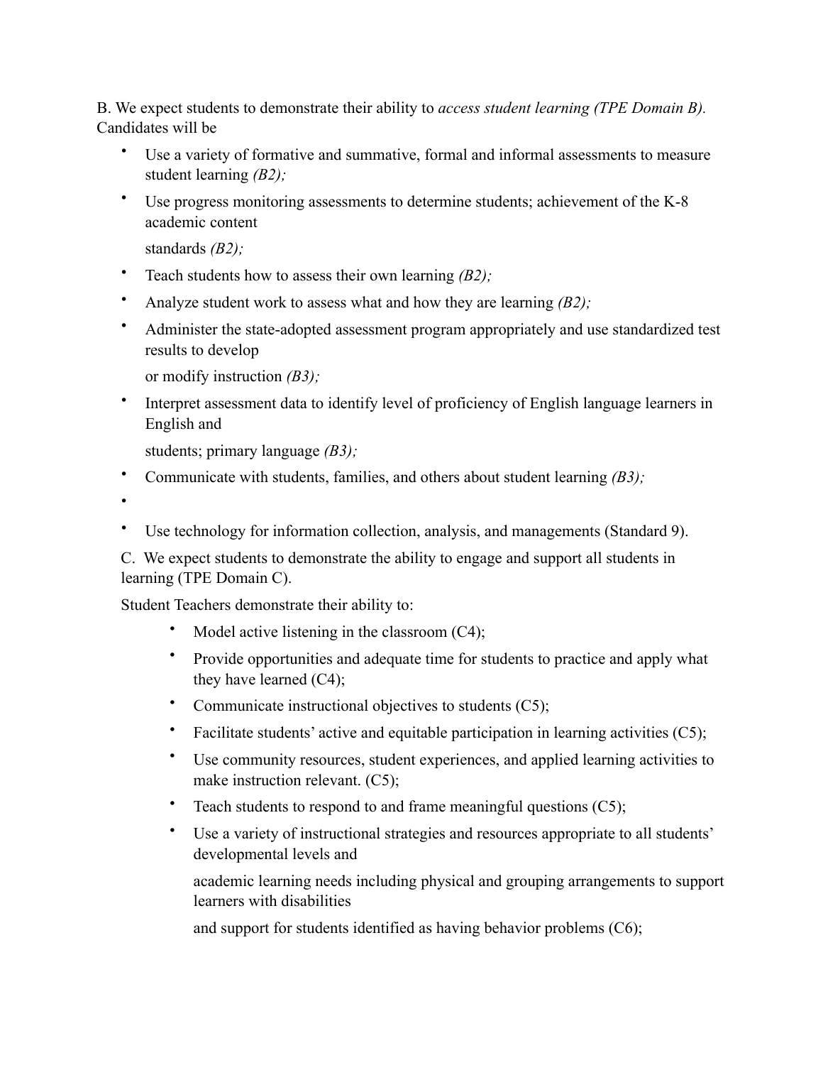B. We expect students to demonstrate their ability to *access student learning (TPE Domain B).* Candidates will be

- Use a variety of formative and summative, formal and informal assessments to measure student learning *(B2);*
- Use progress monitoring assessments to determine students; achievement of the K-8 academic content

  standards *(B2);*
- Teach students how to assess their own learning *(B2);*
- Analyze student work to assess what and how they are learning *(B2);*
- Administer the state-adopted assessment program appropriately and use standardized test results to develop

  or modify instruction *(B3);*
- Interpret assessment data to identify level of proficiency of English language learners in English and

  students; primary language *(B3);*
- Communicate with students, families, and others about student learning *(B3);*
- 
- Use technology for information collection, analysis, and managements (Standard 9).

C. We expect students to demonstrate the ability to engage and support all students in learning (TPE Domain C).

Student Teachers demonstrate their ability to:

- Model active listening in the classroom (C4);
- Provide opportunities and adequate time for students to practice and apply what they have learned (C4);
- Communicate instructional objectives to students (C5);
- Facilitate students' active and equitable participation in learning activities (C5);
- Use community resources, student experiences, and applied learning activities to make instruction relevant. (C5);
- Teach students to respond to and frame meaningful questions (C5);
- Use a variety of instructional strategies and resources appropriate to all students' developmental levels and

  academic learning needs including physical and grouping arrangements to support learners with disabilities

  and support for students identified as having behavior problems (C6);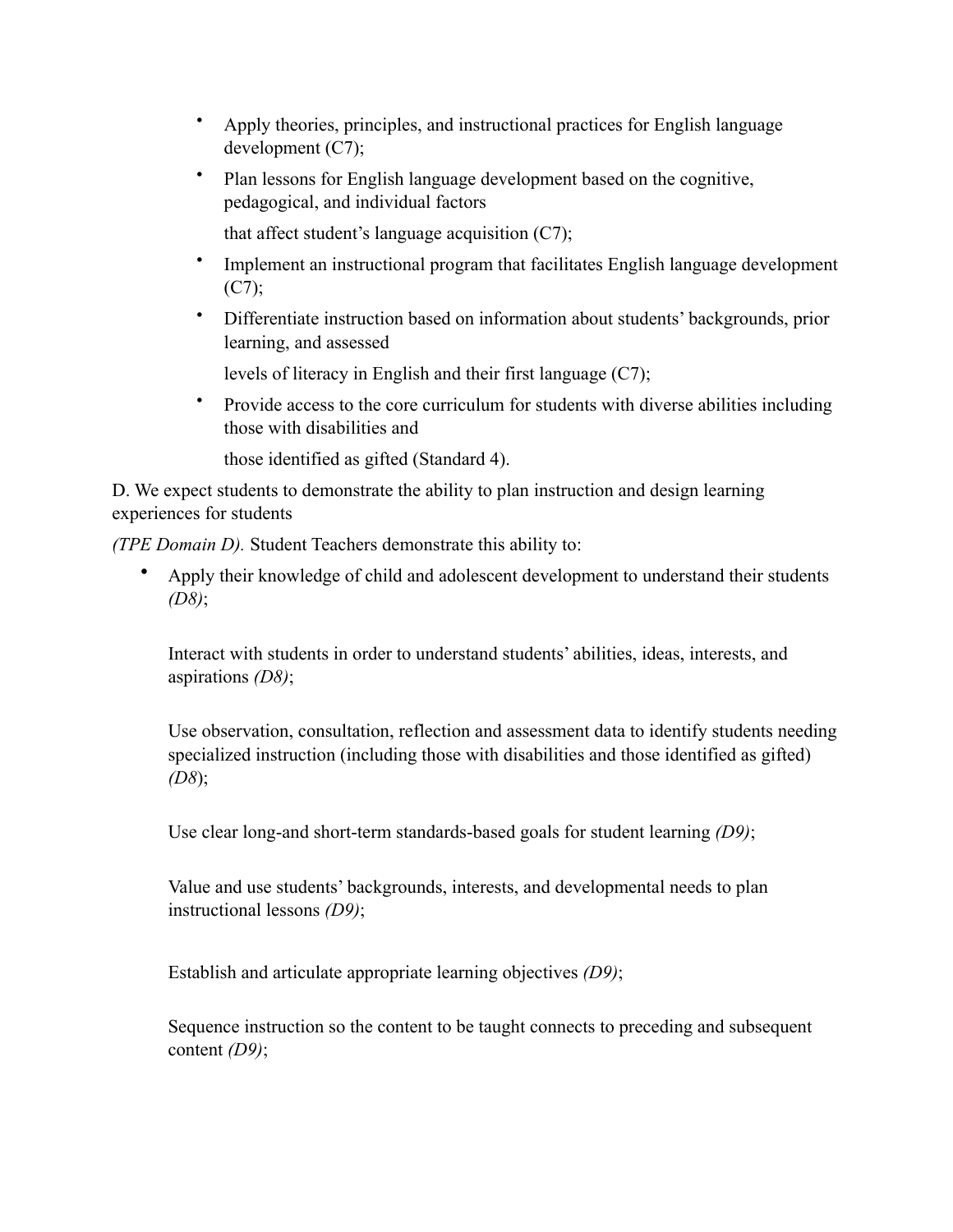- Apply theories, principles, and instructional practices for English language development (C7);
- Plan lessons for English language development based on the cognitive, pedagogical, and individual factors

  that affect student's language acquisition (C7);
- Implement an instructional program that facilitates English language development (C7);
- Differentiate instruction based on information about students' backgrounds, prior learning, and assessed

  levels of literacy in English and their first language (C7);
- Provide access to the core curriculum for students with diverse abilities including those with disabilities and

  those identified as gifted (Standard 4).

D. We expect students to demonstrate the ability to plan instruction and design learning experiences for students

*(TPE Domain D).* Student Teachers demonstrate this ability to:

- Apply their knowledge of child and adolescent development to understand their students *(D8)*;

  Interact with students in order to understand students' abilities, ideas, interests, and aspirations *(D8)*;

  Use observation, consultation, reflection and assessment data to identify students needing specialized instruction (including those with disabilities and those identified as gifted) *(D8*);

  Use clear long-and short-term standards-based goals for student learning *(D9)*;

  Value and use students' backgrounds, interests, and developmental needs to plan instructional lessons *(D9)*;

  Establish and articulate appropriate learning objectives *(D9)*;

  Sequence instruction so the content to be taught connects to preceding and subsequent content *(D9)*;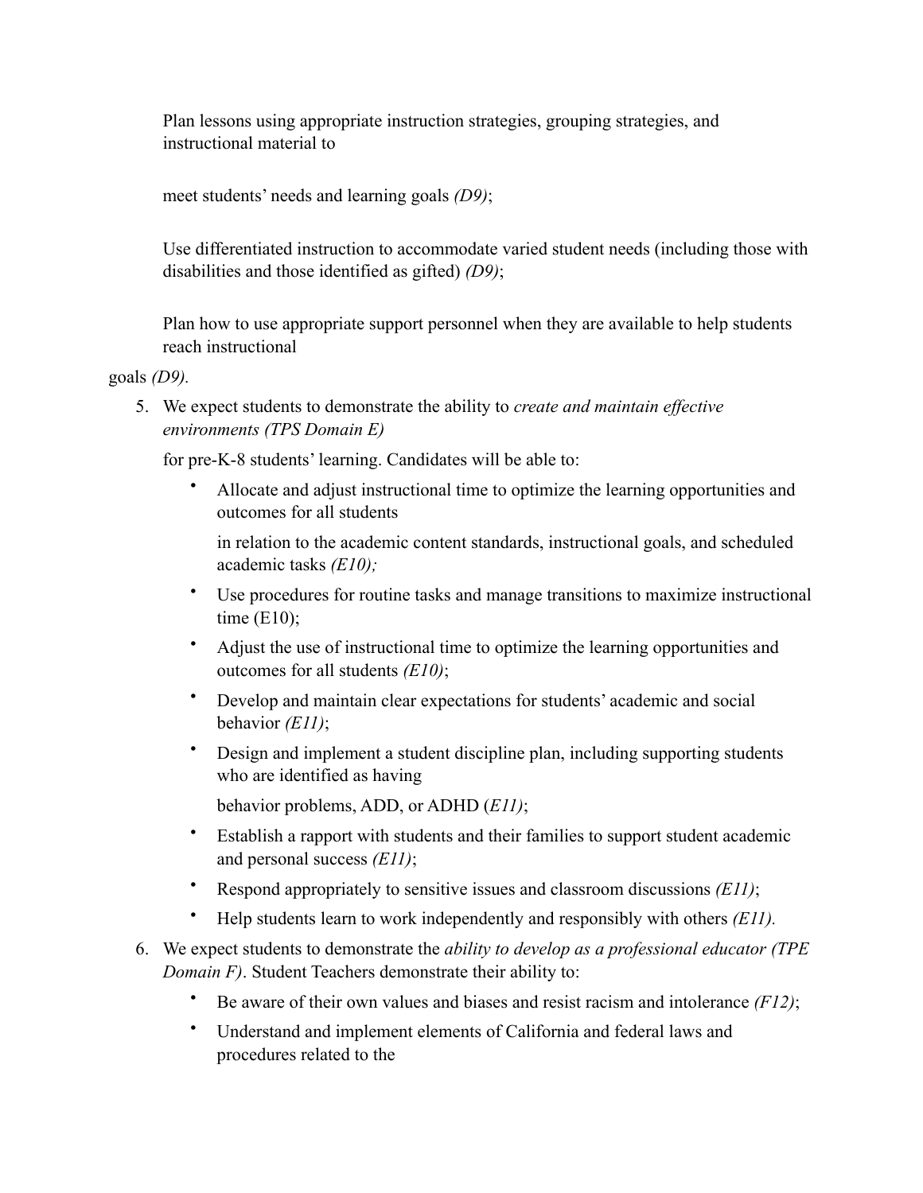Plan lessons using appropriate instruction strategies, grouping strategies, and instructional material to

meet students' needs and learning goals *(D9)*;

Use differentiated instruction to accommodate varied student needs (including those with disabilities and those identified as gifted) *(D9)*;

Plan how to use appropriate support personnel when they are available to help students reach instructional

goals *(D9).*

5. We expect students to demonstrate the ability to *create and maintain effective environments (TPS Domain E)*

   for pre-K-8 students' learning. Candidates will be able to:

   - Allocate and adjust instructional time to optimize the learning opportunities and outcomes for all students

     in relation to the academic content standards, instructional goals, and scheduled academic tasks *(E10);*
   - Use procedures for routine tasks and manage transitions to maximize instructional time (E10);
   - Adjust the use of instructional time to optimize the learning opportunities and outcomes for all students *(E10)*;
   - Develop and maintain clear expectations for students' academic and social behavior *(E11)*;
   - Design and implement a student discipline plan, including supporting students who are identified as having

     behavior problems, ADD, or ADHD (*E11)*;
   - Establish a rapport with students and their families to support student academic and personal success *(E11)*;
   - Respond appropriately to sensitive issues and classroom discussions *(E11)*;
   - Help students learn to work independently and responsibly with others *(E11).*

6. We expect students to demonstrate the *ability to develop as a professional educator (TPE Domain F)*. Student Teachers demonstrate their ability to:

   - Be aware of their own values and biases and resist racism and intolerance *(F12)*;
   - Understand and implement elements of California and federal laws and procedures related to the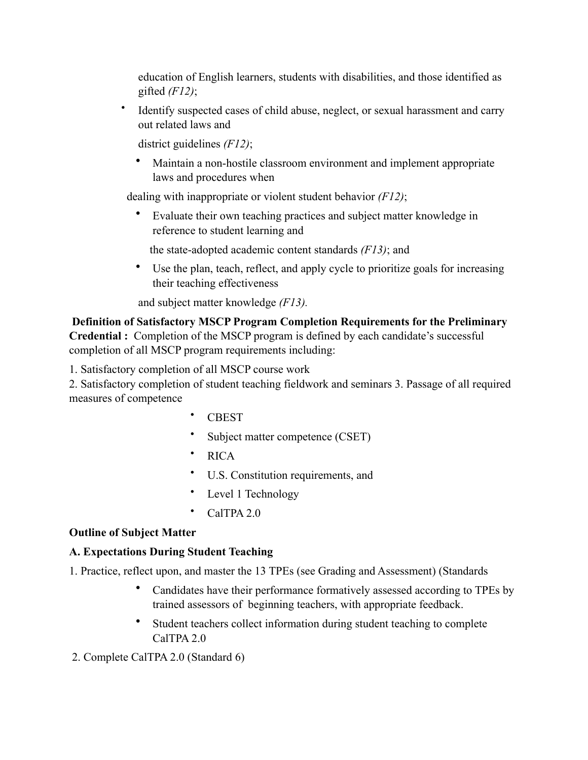education of English learners, students with disabilities, and those identified as gifted *(F12)*;

- Identify suspected cases of child abuse, neglect, or sexual harassment and carry out related laws and district guidelines *(F12)*;
- Maintain a non-hostile classroom environment and implement appropriate laws and procedures when dealing with inappropriate or violent student behavior *(F12)*;
- Evaluate their own teaching practices and subject matter knowledge in reference to student learning and the state-adopted academic content standards *(F13)*; and
- Use the plan, teach, reflect, and apply cycle to prioritize goals for increasing their teaching effectiveness and subject matter knowledge *(F13).*

**Definition of Satisfactory MSCP Program Completion Requirements for the Preliminary Credential :** Completion of the MSCP program is defined by each candidate's successful completion of all MSCP program requirements including:

1. Satisfactory completion of all MSCP course work
2. Satisfactory completion of student teaching fieldwork and seminars 3. Passage of all required measures of competence
   - CBEST
   - Subject matter competence (CSET)
   - RICA
   - U.S. Constitution requirements, and
   - Level 1 Technology
   - CalTPA 2.0

**Outline of Subject Matter**

**A. Expectations During Student Teaching**

1. Practice, reflect upon, and master the 13 TPEs (see Grading and Assessment) (Standards
   - Candidates have their performance formatively assessed according to TPEs by trained assessors of beginning teachers, with appropriate feedback.
   - Student teachers collect information during student teaching to complete CalTPA 2.0
2. Complete CalTPA 2.0 (Standard 6)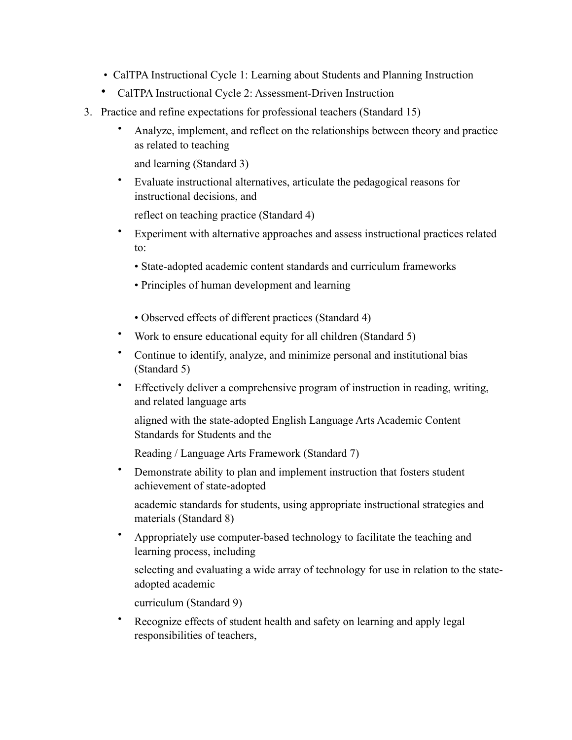- CalTPA Instructional Cycle 1: Learning about Students and Planning Instruction
- CalTPA Instructional Cycle 2: Assessment-Driven Instruction

3. Practice and refine expectations for professional teachers (Standard 15)
    - Analyze, implement, and reflect on the relationships between theory and practice as related to teaching

      and learning (Standard 3)
    - Evaluate instructional alternatives, articulate the pedagogical reasons for instructional decisions, and

      reflect on teaching practice (Standard 4)
    - Experiment with alternative approaches and assess instructional practices related to:

      • State-adopted academic content standards and curriculum frameworks

      • Principles of human development and learning

      • Observed effects of different practices (Standard 4)
    - Work to ensure educational equity for all children (Standard 5)
    - Continue to identify, analyze, and minimize personal and institutional bias (Standard 5)
    - Effectively deliver a comprehensive program of instruction in reading, writing, and related language arts

      aligned with the state-adopted English Language Arts Academic Content Standards for Students and the

      Reading / Language Arts Framework (Standard 7)
    - Demonstrate ability to plan and implement instruction that fosters student achievement of state-adopted

      academic standards for students, using appropriate instructional strategies and materials (Standard 8)
    - Appropriately use computer-based technology to facilitate the teaching and learning process, including

      selecting and evaluating a wide array of technology for use in relation to the state-adopted academic

      curriculum (Standard 9)
    - Recognize effects of student health and safety on learning and apply legal responsibilities of teachers,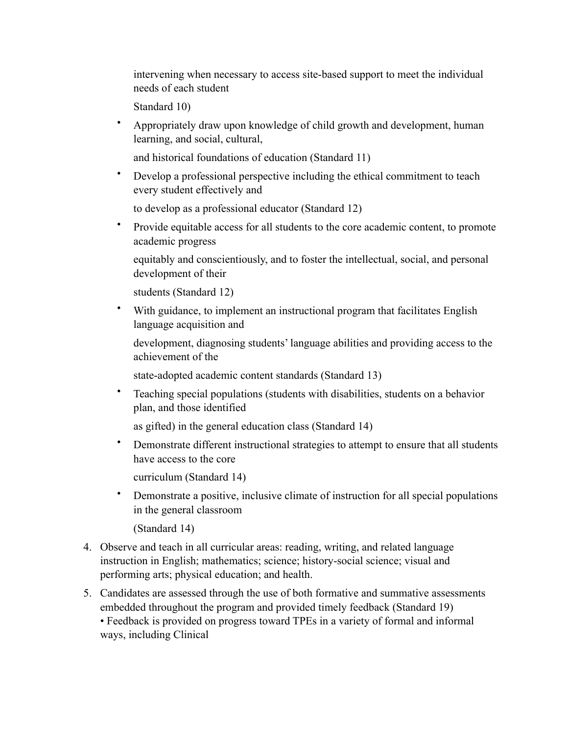intervening when necessary to access site-based support to meet the individual needs of each student

Standard 10)

- Appropriately draw upon knowledge of child growth and development, human learning, and social, cultural,

  and historical foundations of education (Standard 11)

- Develop a professional perspective including the ethical commitment to teach every student effectively and

  to develop as a professional educator (Standard 12)

- Provide equitable access for all students to the core academic content, to promote academic progress

  equitably and conscientiously, and to foster the intellectual, social, and personal development of their

  students (Standard 12)

- With guidance, to implement an instructional program that facilitates English language acquisition and

  development, diagnosing students' language abilities and providing access to the achievement of the

  state-adopted academic content standards (Standard 13)

- Teaching special populations (students with disabilities, students on a behavior plan, and those identified

  as gifted) in the general education class (Standard 14)

- Demonstrate different instructional strategies to attempt to ensure that all students have access to the core

  curriculum (Standard 14)

- Demonstrate a positive, inclusive climate of instruction for all special populations in the general classroom

  (Standard 14)

4. Observe and teach in all curricular areas: reading, writing, and related language instruction in English; mathematics; science; history-social science; visual and performing arts; physical education; and health.
5. Candidates are assessed through the use of both formative and summative assessments embedded throughout the program and provided timely feedback (Standard 19)
   • Feedback is provided on progress toward TPEs in a variety of formal and informal ways, including Clinical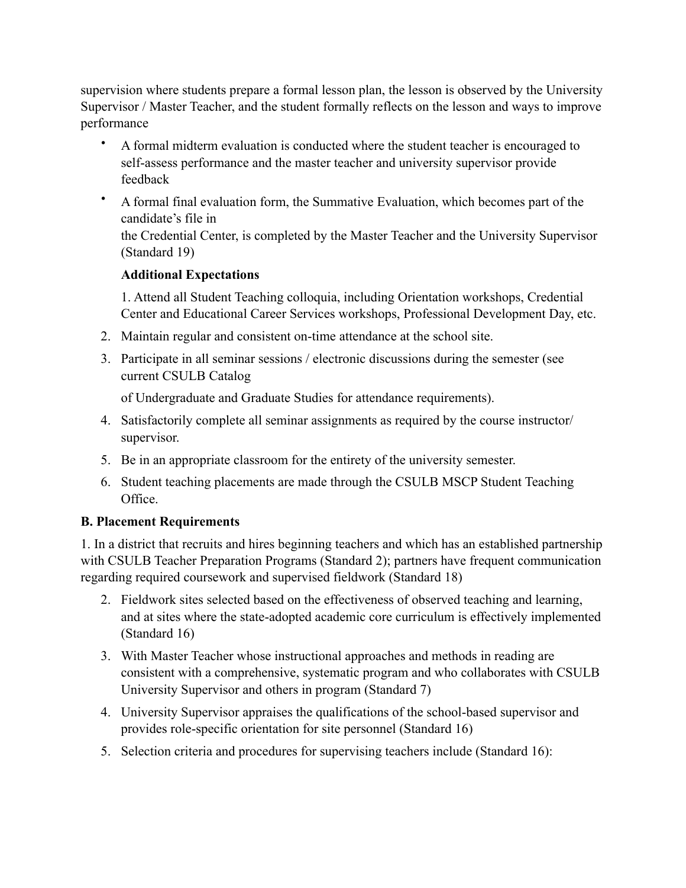supervision where students prepare a formal lesson plan, the lesson is observed by the University Supervisor / Master Teacher, and the student formally reflects on the lesson and ways to improve performance

- A formal midterm evaluation is conducted where the student teacher is encouraged to self-assess performance and the master teacher and university supervisor provide feedback
- A formal final evaluation form, the Summative Evaluation, which becomes part of the candidate's file in the Credential Center, is completed by the Master Teacher and the University Supervisor (Standard 19)

**Additional Expectations**

1. Attend all Student Teaching colloquia, including Orientation workshops, Credential Center and Educational Career Services workshops, Professional Development Day, etc.
2. Maintain regular and consistent on-time attendance at the school site.
3. Participate in all seminar sessions / electronic discussions during the semester (see current CSULB Catalog of Undergraduate and Graduate Studies for attendance requirements).
4. Satisfactorily complete all seminar assignments as required by the course instructor/ supervisor.
5. Be in an appropriate classroom for the entirety of the university semester.
6. Student teaching placements are made through the CSULB MSCP Student Teaching Office.

**B. Placement Requirements**

1. In a district that recruits and hires beginning teachers and which has an established partnership with CSULB Teacher Preparation Programs (Standard 2); partners have frequent communication regarding required coursework and supervised fieldwork (Standard 18)
2. Fieldwork sites selected based on the effectiveness of observed teaching and learning, and at sites where the state-adopted academic core curriculum is effectively implemented (Standard 16)
3. With Master Teacher whose instructional approaches and methods in reading are consistent with a comprehensive, systematic program and who collaborates with CSULB University Supervisor and others in program (Standard 7)
4. University Supervisor appraises the qualifications of the school-based supervisor and provides role-specific orientation for site personnel (Standard 16)
5. Selection criteria and procedures for supervising teachers include (Standard 16):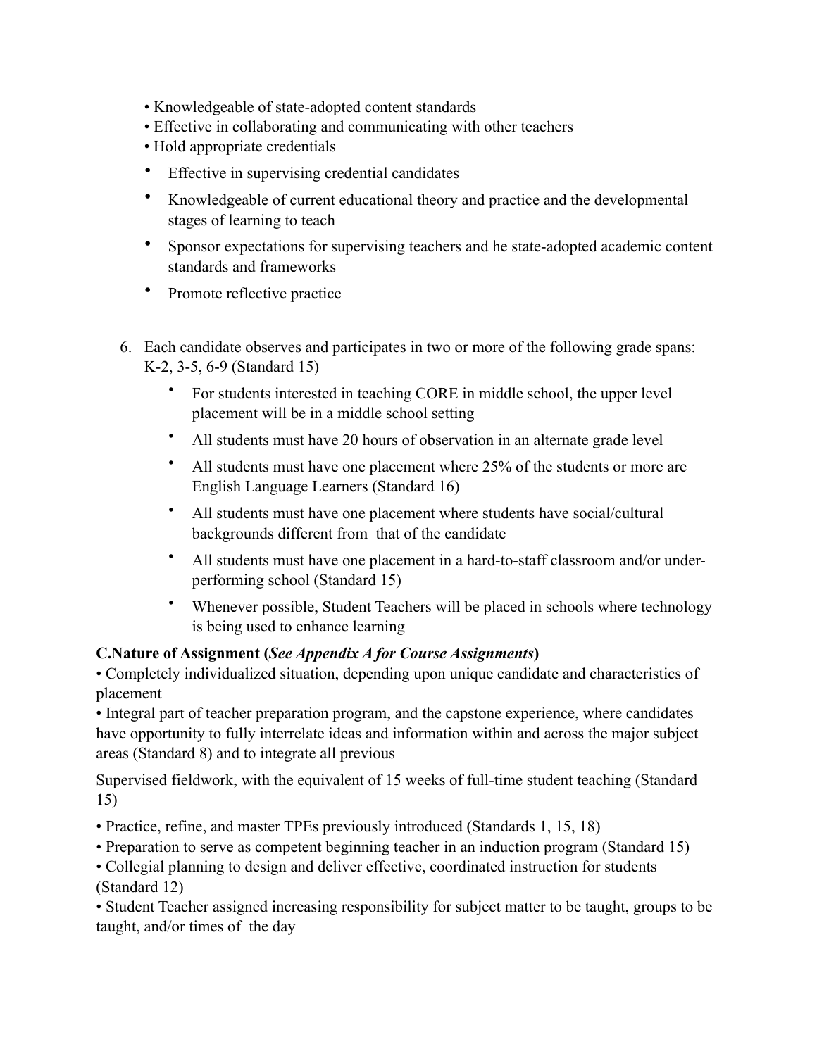- Knowledgeable of state-adopted content standards
- Effective in collaborating and communicating with other teachers
- Hold appropriate credentials
- Effective in supervising credential candidates
- Knowledgeable of current educational theory and practice and the developmental stages of learning to teach
- Sponsor expectations for supervising teachers and he state-adopted academic content standards and frameworks
- Promote reflective practice

6. Each candidate observes and participates in two or more of the following grade spans: K-2, 3-5, 6-9 (Standard 15)
   - For students interested in teaching CORE in middle school, the upper level placement will be in a middle school setting
   - All students must have 20 hours of observation in an alternate grade level
   - All students must have one placement where 25% of the students or more are English Language Learners (Standard 16)
   - All students must have one placement where students have social/cultural backgrounds different from that of the candidate
   - All students must have one placement in a hard-to-staff classroom and/or under-performing school (Standard 15)
   - Whenever possible, Student Teachers will be placed in schools where technology is being used to enhance learning

**C.Nature of Assignment (*See Appendix A for Course Assignments*)**

- Completely individualized situation, depending upon unique candidate and characteristics of placement
- Integral part of teacher preparation program, and the capstone experience, where candidates have opportunity to fully interrelate ideas and information within and across the major subject areas (Standard 8) and to integrate all previous

Supervised fieldwork, with the equivalent of 15 weeks of full-time student teaching (Standard 15)

- Practice, refine, and master TPEs previously introduced (Standards 1, 15, 18)
- Preparation to serve as competent beginning teacher in an induction program (Standard 15)
- Collegial planning to design and deliver effective, coordinated instruction for students (Standard 12)
- Student Teacher assigned increasing responsibility for subject matter to be taught, groups to be taught, and/or times of the day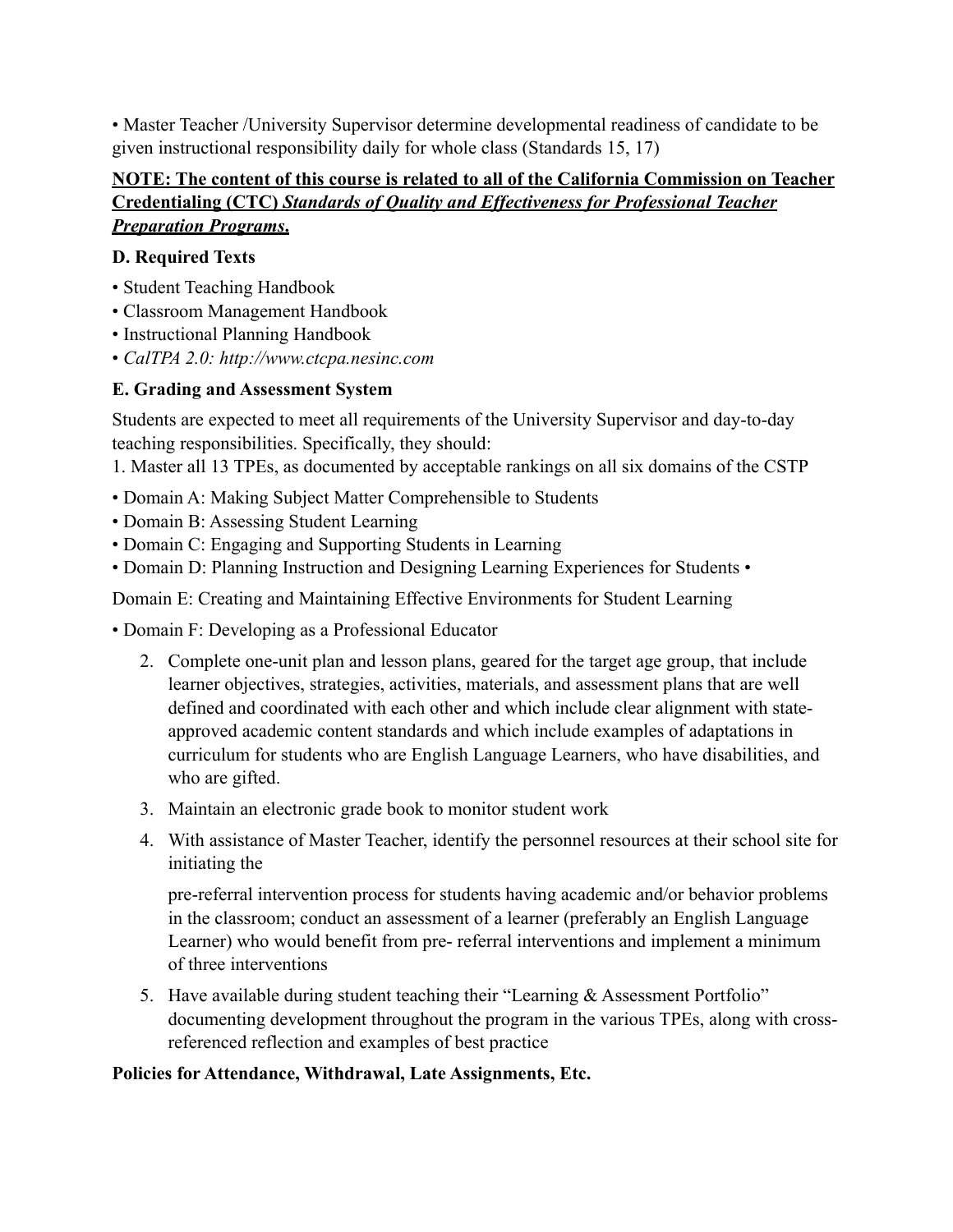• Master Teacher /University Supervisor determine developmental readiness of candidate to be given instructional responsibility daily for whole class (Standards 15, 17)

**NOTE: The content of this course is related to all of the California Commission on Teacher Credentialing (CTC) *Standards of Quality and Effectiveness for Professional Teacher Preparation Programs*.**

### D. Required Texts

- Student Teaching Handbook
- Classroom Management Handbook
- Instructional Planning Handbook
- *CalTPA 2.0: http://www.ctcpa.nesinc.com*

### E. Grading and Assessment System

Students are expected to meet all requirements of the University Supervisor and day-to-day teaching responsibilities. Specifically, they should:

1. Master all 13 TPEs, as documented by acceptable rankings on all six domains of the CSTP

- Domain A: Making Subject Matter Comprehensible to Students
- Domain B: Assessing Student Learning
- Domain C: Engaging and Supporting Students in Learning
- Domain D: Planning Instruction and Designing Learning Experiences for Students •

Domain E: Creating and Maintaining Effective Environments for Student Learning

- Domain F: Developing as a Professional Educator

2. Complete one-unit plan and lesson plans, geared for the target age group, that include learner objectives, strategies, activities, materials, and assessment plans that are well defined and coordinated with each other and which include clear alignment with state-approved academic content standards and which include examples of adaptations in curriculum for students who are English Language Learners, who have disabilities, and who are gifted.
3. Maintain an electronic grade book to monitor student work
4. With assistance of Master Teacher, identify the personnel resources at their school site for initiating the

   pre-referral intervention process for students having academic and/or behavior problems in the classroom; conduct an assessment of a learner (preferably an English Language Learner) who would benefit from pre- referral interventions and implement a minimum of three interventions
5. Have available during student teaching their "Learning & Assessment Portfolio" documenting development throughout the program in the various TPEs, along with cross-referenced reflection and examples of best practice

**Policies for Attendance, Withdrawal, Late Assignments, Etc.**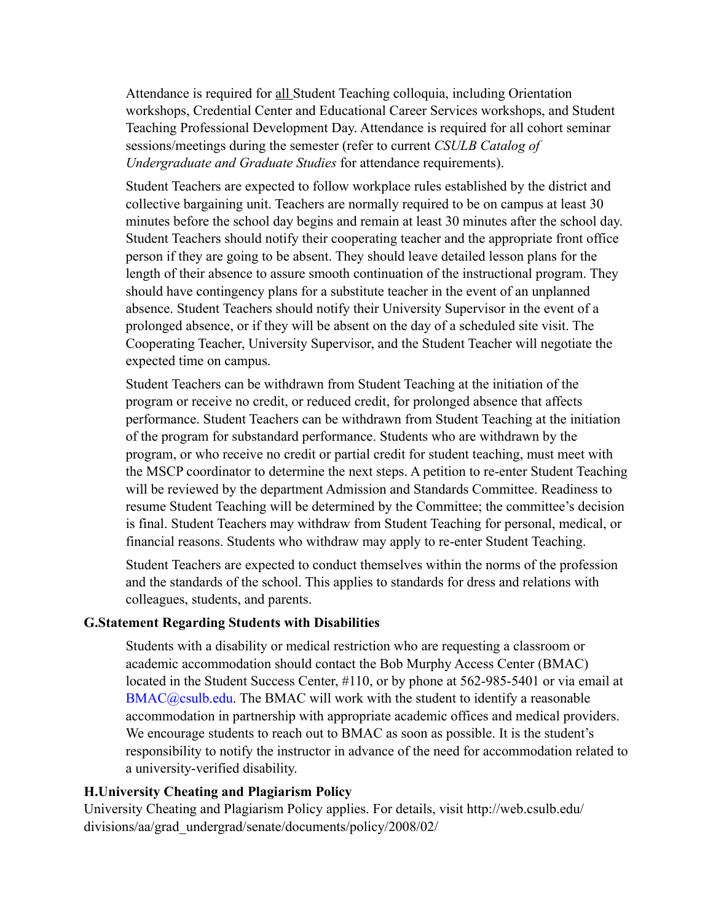Attendance is required for <u>all</u> Student Teaching colloquia, including Orientation workshops, Credential Center and Educational Career Services workshops, and Student Teaching Professional Development Day. Attendance is required for all cohort seminar sessions/meetings during the semester (refer to current *CSULB Catalog of Undergraduate and Graduate Studies* for attendance requirements).

Student Teachers are expected to follow workplace rules established by the district and collective bargaining unit. Teachers are normally required to be on campus at least 30 minutes before the school day begins and remain at least 30 minutes after the school day. Student Teachers should notify their cooperating teacher and the appropriate front office person if they are going to be absent. They should leave detailed lesson plans for the length of their absence to assure smooth continuation of the instructional program. They should have contingency plans for a substitute teacher in the event of an unplanned absence. Student Teachers should notify their University Supervisor in the event of a prolonged absence, or if they will be absent on the day of a scheduled site visit. The Cooperating Teacher, University Supervisor, and the Student Teacher will negotiate the expected time on campus.

Student Teachers can be withdrawn from Student Teaching at the initiation of the program or receive no credit, or reduced credit, for prolonged absence that affects performance. Student Teachers can be withdrawn from Student Teaching at the initiation of the program for substandard performance. Students who are withdrawn by the program, or who receive no credit or partial credit for student teaching, must meet with the MSCP coordinator to determine the next steps. A petition to re-enter Student Teaching will be reviewed by the department Admission and Standards Committee. Readiness to resume Student Teaching will be determined by the Committee; the committee's decision is final. Student Teachers may withdraw from Student Teaching for personal, medical, or financial reasons. Students who withdraw may apply to re-enter Student Teaching.

Student Teachers are expected to conduct themselves within the norms of the profession and the standards of the school. This applies to standards for dress and relations with colleagues, students, and parents.

### G. Statement Regarding Students with Disabilities

Students with a disability or medical restriction who are requesting a classroom or academic accommodation should contact the Bob Murphy Access Center (BMAC) located in the Student Success Center, #110, or by phone at 562-985-5401 or via email at BMAC@csulb.edu. The BMAC will work with the student to identify a reasonable accommodation in partnership with appropriate academic offices and medical providers. We encourage students to reach out to BMAC as soon as possible. It is the student's responsibility to notify the instructor in advance of the need for accommodation related to a university-verified disability.

### H. University Cheating and Plagiarism Policy

University Cheating and Plagiarism Policy applies. For details, visit http://web.csulb.edu/divisions/aa/grad_undergrad/senate/documents/policy/2008/02/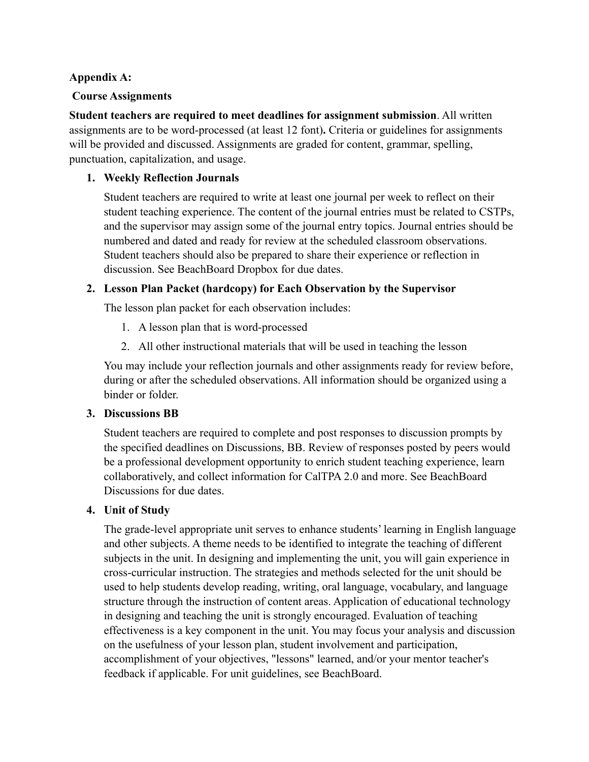**Appendix A:**

**Course Assignments**

**Student teachers are required to meet deadlines for assignment submission**. All written assignments are to be word-processed (at least 12 font)**.** Criteria or guidelines for assignments will be provided and discussed. Assignments are graded for content, grammar, spelling, punctuation, capitalization, and usage.

1. **Weekly Reflection Journals**

   Student teachers are required to write at least one journal per week to reflect on their student teaching experience. The content of the journal entries must be related to CSTPs, and the supervisor may assign some of the journal entry topics. Journal entries should be numbered and dated and ready for review at the scheduled classroom observations. Student teachers should also be prepared to share their experience or reflection in discussion. See BeachBoard Dropbox for due dates.

2. **Lesson Plan Packet (hardcopy) for Each Observation by the Supervisor**

   The lesson plan packet for each observation includes:

   1. A lesson plan that is word-processed
   2. All other instructional materials that will be used in teaching the lesson

   You may include your reflection journals and other assignments ready for review before, during or after the scheduled observations. All information should be organized using a binder or folder.

3. **Discussions BB**

   Student teachers are required to complete and post responses to discussion prompts by the specified deadlines on Discussions, BB. Review of responses posted by peers would be a professional development opportunity to enrich student teaching experience, learn collaboratively, and collect information for CalTPA 2.0 and more. See BeachBoard Discussions for due dates.

4. **Unit of Study**

   The grade-level appropriate unit serves to enhance students' learning in English language and other subjects. A theme needs to be identified to integrate the teaching of different subjects in the unit. In designing and implementing the unit, you will gain experience in cross-curricular instruction. The strategies and methods selected for the unit should be used to help students develop reading, writing, oral language, vocabulary, and language structure through the instruction of content areas. Application of educational technology in designing and teaching the unit is strongly encouraged. Evaluation of teaching effectiveness is a key component in the unit. You may focus your analysis and discussion on the usefulness of your lesson plan, student involvement and participation, accomplishment of your objectives, "lessons" learned, and/or your mentor teacher's feedback if applicable. For unit guidelines, see BeachBoard.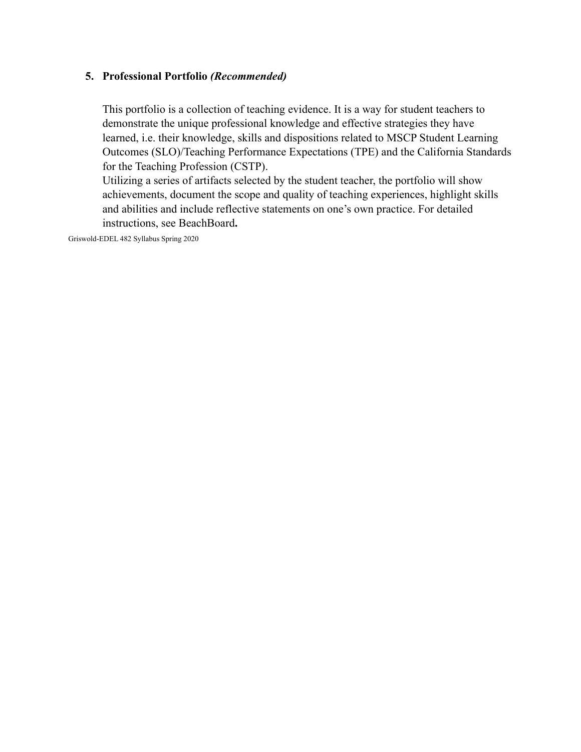5. **Professional Portfolio *(Recommended)***

   This portfolio is a collection of teaching evidence. It is a way for student teachers to demonstrate the unique professional knowledge and effective strategies they have learned, i.e. their knowledge, skills and dispositions related to MSCP Student Learning Outcomes (SLO)/Teaching Performance Expectations (TPE) and the California Standards for the Teaching Profession (CSTP).
   Utilizing a series of artifacts selected by the student teacher, the portfolio will show achievements, document the scope and quality of teaching experiences, highlight skills and abilities and include reflective statements on one's own practice. For detailed instructions, see BeachBoard**.**